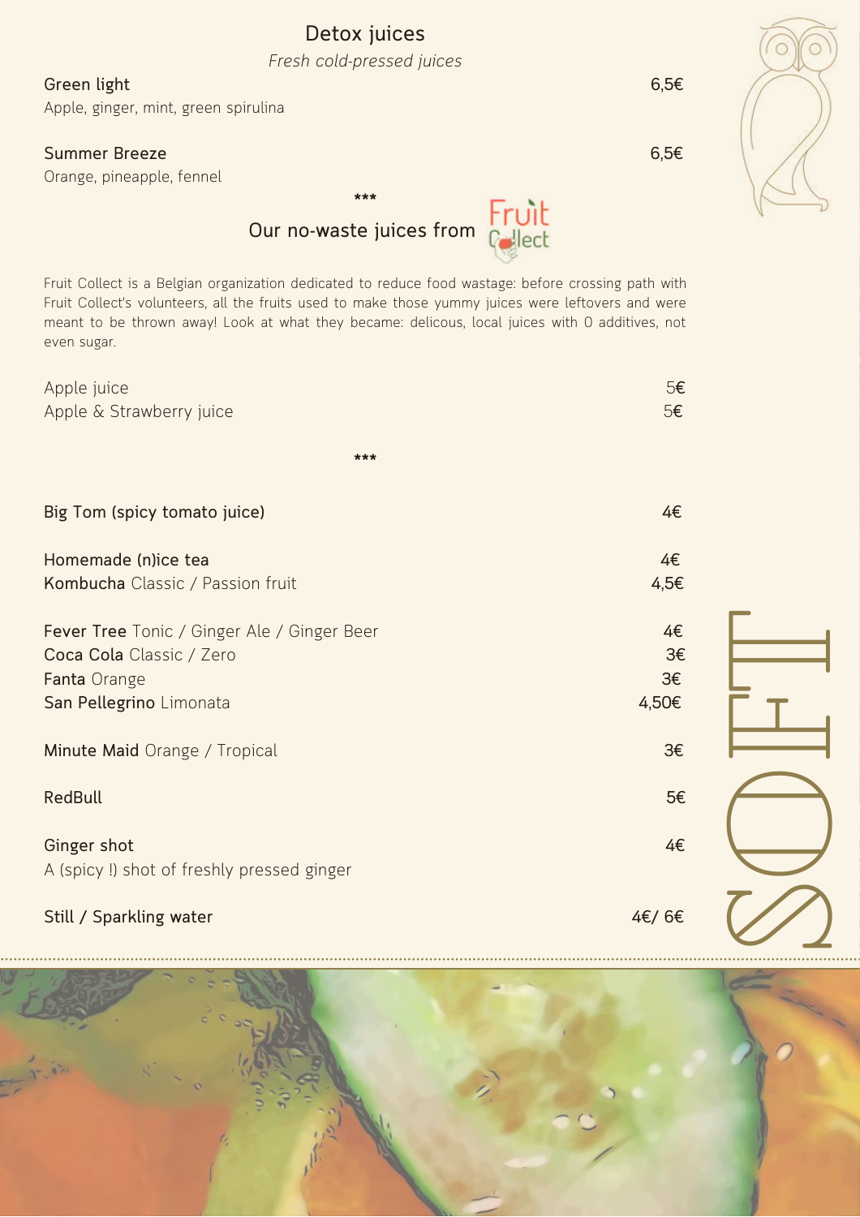## Detox juices

*Fresh cold-pressed juices*

**Green light** 6,5€
Apple, ginger, mint, green spirulina

**Summer Breeze** 6,5€
Orange, pineapple, fennel

***

### Our no-waste juices from Fruit Collect

Fruit Collect is a Belgian organization dedicated to reduce food wastage: before crossing path with Fruit Collect's volunteers, all the fruits used to make those yummy juices were leftovers and were meant to be thrown away! Look at what they became: delicous, local juices with 0 additives, not even sugar.

| | |
|---|---|
| Apple juice | 5€ |
| Apple & Strawberry juice | 5€ |

***

| | |
|---|---|
| **Big Tom (spicy tomato juice)** | 4€ |
| **Homemade (n)ice tea** | 4€ |
| **Kombucha** Classic / Passion fruit | 4,5€ |
| **Fever Tree** Tonic / Ginger Ale / Ginger Beer | 4€ |
| **Coca Cola** Classic / Zero | 3€ |
| **Fanta** Orange | 3€ |
| **San Pellegrino** Limonata | 4,50€ |
| **Minute Maid** Orange / Tropical | 3€ |
| **RedBull** | 5€ |
| **Ginger shot**<br>A (spicy !) shot of freshly pressed ginger | 4€ |
| **Still / Sparkling water** | 4€/ 6€ |

SOFT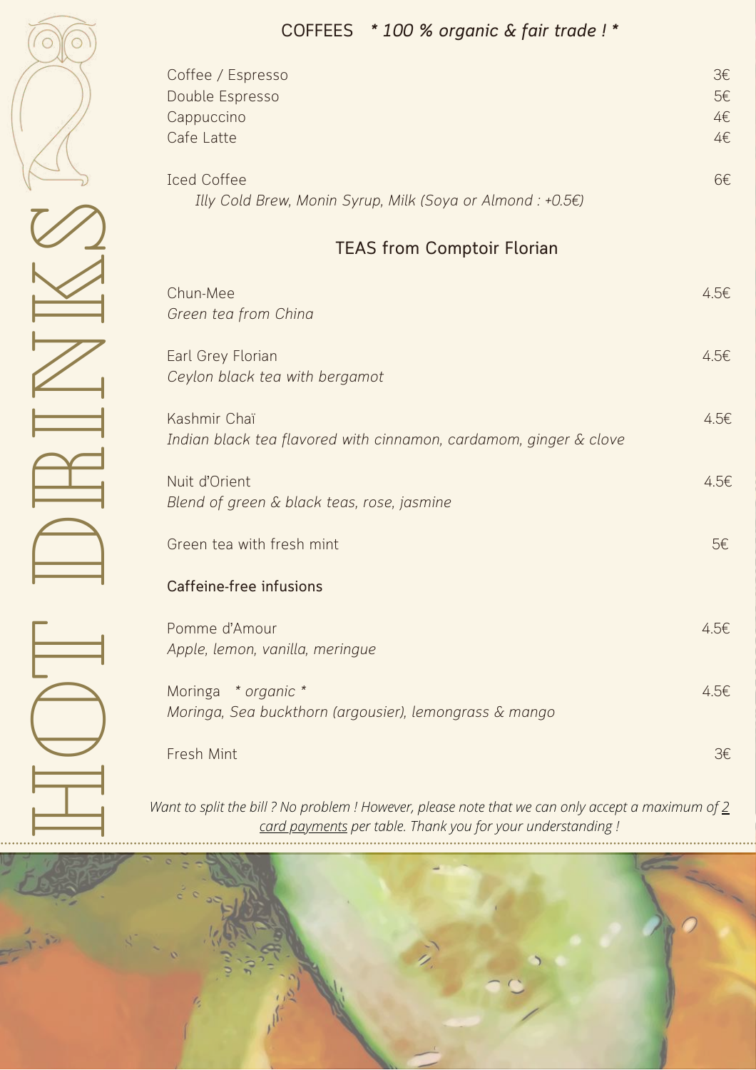# HOT DRINKS

## COFFEES *\* 100 % organic & fair trade ! \**

| | |
|---|---|
| Coffee / Espresso | 3€ |
| Double Espresso | 5€ |
| Cappuccino | 4€ |
| Cafe Latte | 4€ |
| Iced Coffee<br>*Illy Cold Brew, Monin Syrup, Milk (Soya or Almond : +0.5€)* | 6€ |

## TEAS from Comptoir Florian

| | |
|---|---|
| Chun-Mee<br>*Green tea from China* | 4.5€ |
| Earl Grey Florian<br>*Ceylon black tea with bergamot* | 4.5€ |
| Kashmir Chaï<br>*Indian black tea flavored with cinnamon, cardamom, ginger & clove* | 4.5€ |
| Nuit d'Orient<br>*Blend of green & black teas, rose, jasmine* | 4.5€ |
| Green tea with fresh mint | 5€ |

### Caffeine-free infusions

| | |
|---|---|
| Pomme d'Amour<br>*Apple, lemon, vanilla, meringue* | 4.5€ |
| Moringa *\* organic \**<br>*Moringa, Sea buckthorn (argousier), lemongrass & mango* | 4.5€ |
| Fresh Mint | 3€ |

*Want to split the bill ? No problem ! However, please note that we can only accept a maximum of 2 card payments per table. Thank you for your understanding !*